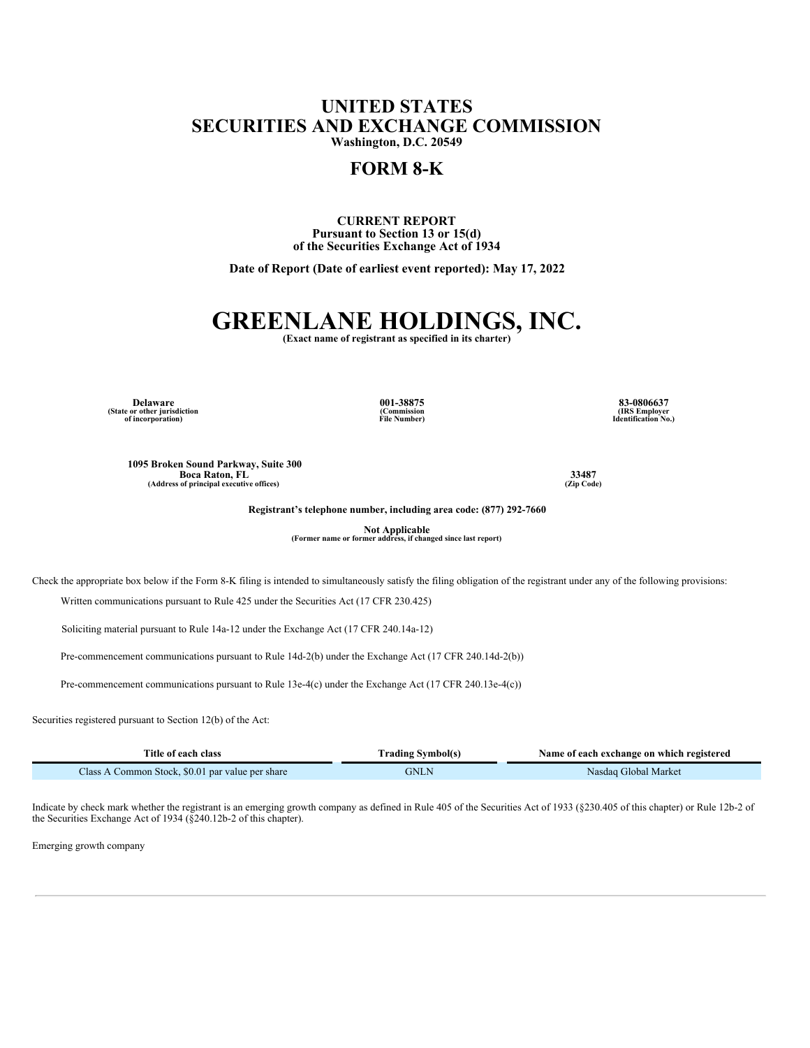# UNITED STATES
# SECURITIES AND EXCHANGE COMMISSION
**Washington, D.C. 20549**

## FORM 8-K

**CURRENT REPORT**
**Pursuant to Section 13 or 15(d)**
**of the Securities Exchange Act of 1934**

**Date of Report (Date of earliest event reported): May 17, 2022**

# GREENLANE HOLDINGS, INC.
**(Exact name of registrant as specified in its charter)**

| Delaware | 001-38875 | 83-0806637 |
|---|---|---|
| (State or other jurisdiction of incorporation) | (Commission File Number) | (IRS Employer Identification No.) |

| 1095 Broken Sound Parkway, Suite 300 Boca Raton, FL | 33487 |
|---|---|
| (Address of principal executive offices) | (Zip Code) |

**Registrant's telephone number, including area code: (877) 292-7660**

**Not Applicable**
**(Former name or former address, if changed since last report)**

Check the appropriate box below if the Form 8-K filing is intended to simultaneously satisfy the filing obligation of the registrant under any of the following provisions:

Written communications pursuant to Rule 425 under the Securities Act (17 CFR 230.425)

Soliciting material pursuant to Rule 14a-12 under the Exchange Act (17 CFR 240.14a-12)

Pre-commencement communications pursuant to Rule 14d-2(b) under the Exchange Act (17 CFR 240.14d-2(b))

Pre-commencement communications pursuant to Rule 13e-4(c) under the Exchange Act (17 CFR 240.13e-4(c))

Securities registered pursuant to Section 12(b) of the Act:

| Title of each class | Trading Symbol(s) | Name of each exchange on which registered |
|---|---|---|
| Class A Common Stock, $0.01 par value per share | GNLN | Nasdaq Global Market |

Indicate by check mark whether the registrant is an emerging growth company as defined in Rule 405 of the Securities Act of 1933 (§230.405 of this chapter) or Rule 12b-2 of the Securities Exchange Act of 1934 (§240.12b-2 of this chapter).

Emerging growth company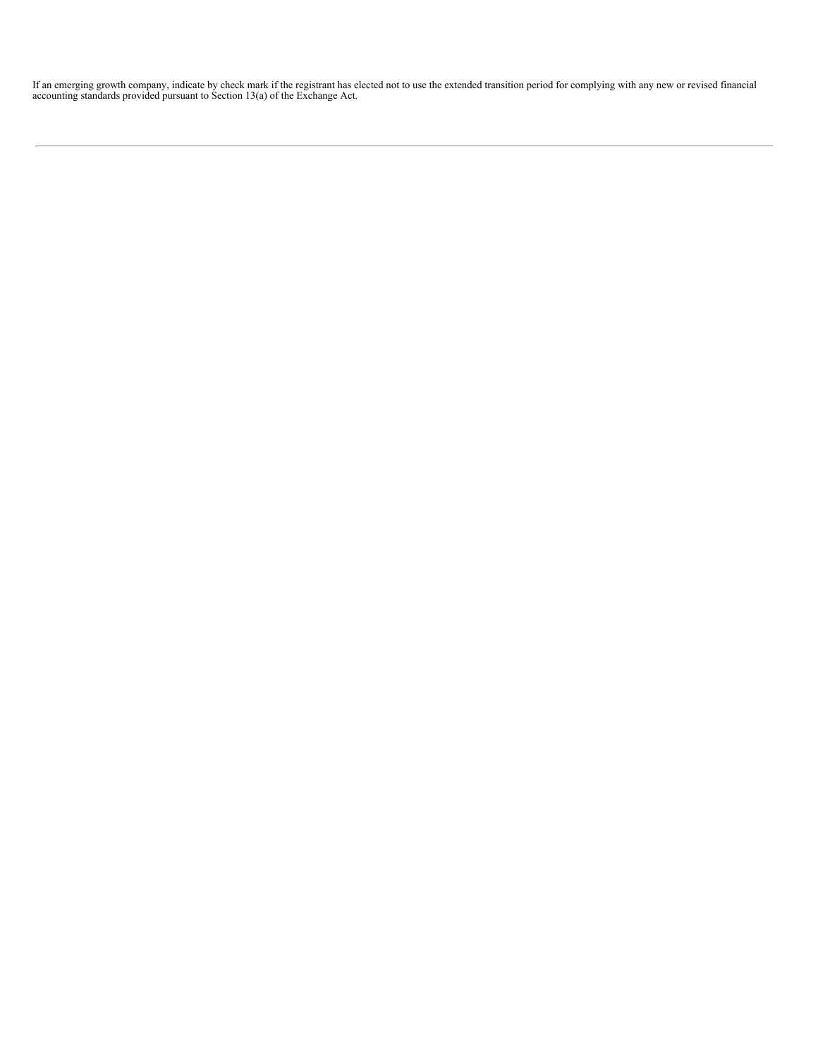If an emerging growth company, indicate by check mark if the registrant has elected not to use the extended transition period for complying with any new or revised financial accounting standards provided pursuant to Section 13(a) of the Exchange Act.

---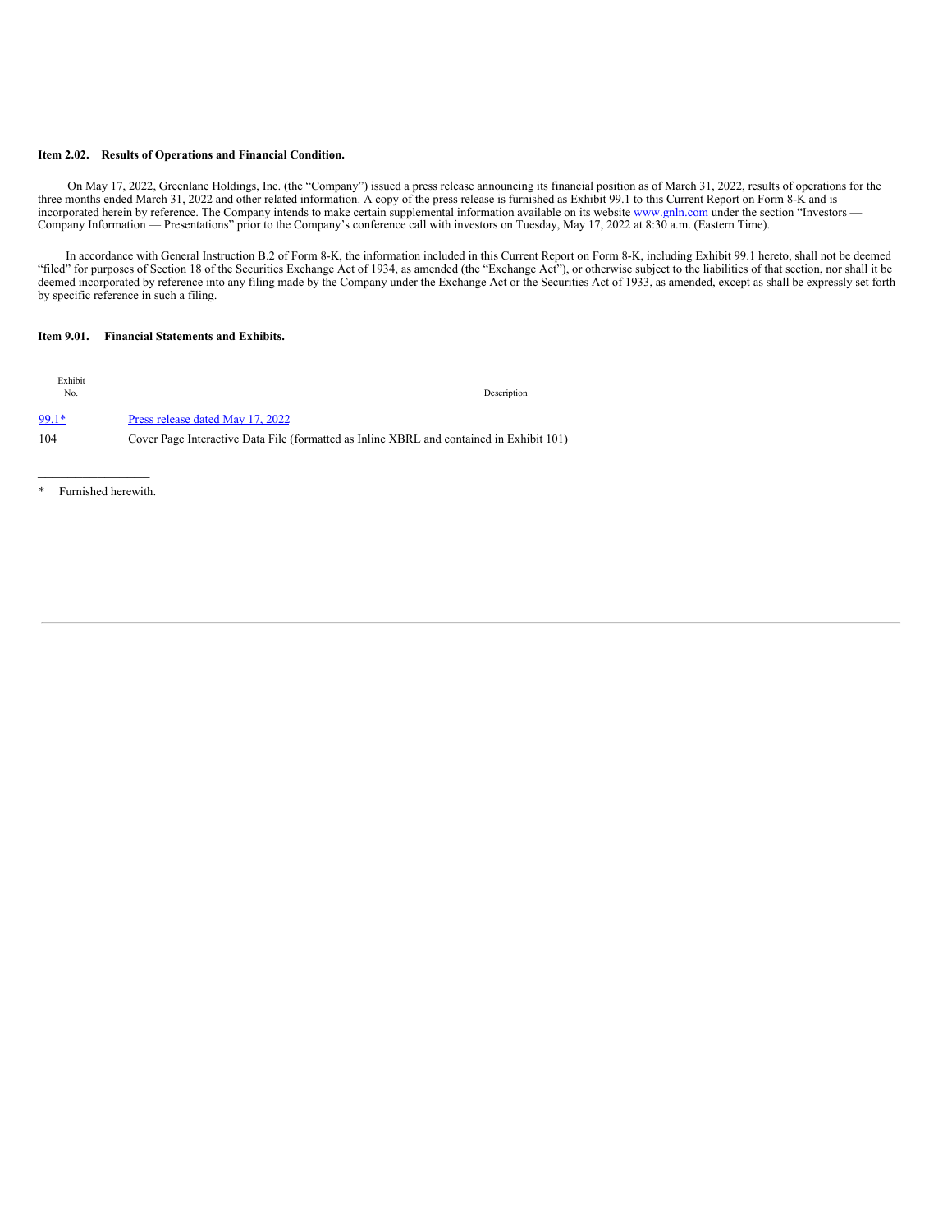**Item 2.02. Results of Operations and Financial Condition.**

On May 17, 2022, Greenlane Holdings, Inc. (the "Company") issued a press release announcing its financial position as of March 31, 2022, results of operations for the three months ended March 31, 2022 and other related information. A copy of the press release is furnished as Exhibit 99.1 to this Current Report on Form 8-K and is incorporated herein by reference. The Company intends to make certain supplemental information available on its website www.gnln.com under the section "Investors — Company Information — Presentations" prior to the Company's conference call with investors on Tuesday, May 17, 2022 at 8:30 a.m. (Eastern Time).

In accordance with General Instruction B.2 of Form 8-K, the information included in this Current Report on Form 8-K, including Exhibit 99.1 hereto, shall not be deemed "filed" for purposes of Section 18 of the Securities Exchange Act of 1934, as amended (the "Exchange Act"), or otherwise subject to the liabilities of that section, nor shall it be deemed incorporated by reference into any filing made by the Company under the Exchange Act or the Securities Act of 1933, as amended, except as shall be expressly set forth by specific reference in such a filing.

**Item 9.01. Financial Statements and Exhibits.**

| Exhibit No. | Description |
|---|---|
| 99.1* | Press release dated May 17, 2022 |
| 104 | Cover Page Interactive Data File (formatted as Inline XBRL and contained in Exhibit 101) |

\* Furnished herewith.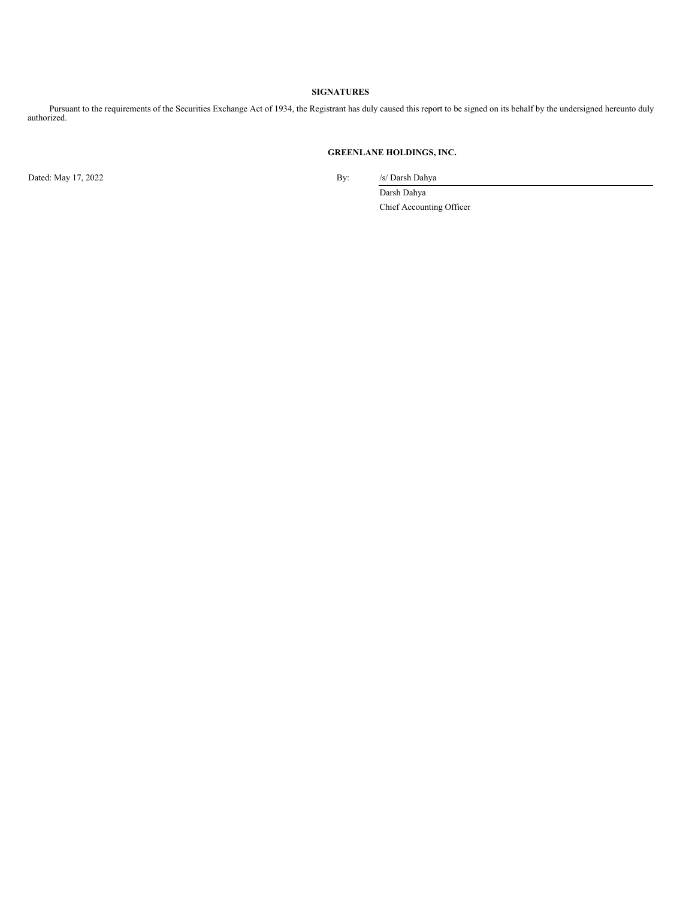## SIGNATURES

Pursuant to the requirements of the Securities Exchange Act of 1934, the Registrant has duly caused this report to be signed on its behalf by the undersigned hereunto duly authorized.

**GREENLANE HOLDINGS, INC.**

Dated: May 17, 2022

By: /s/ Darsh Dahya

Darsh Dahya

Chief Accounting Officer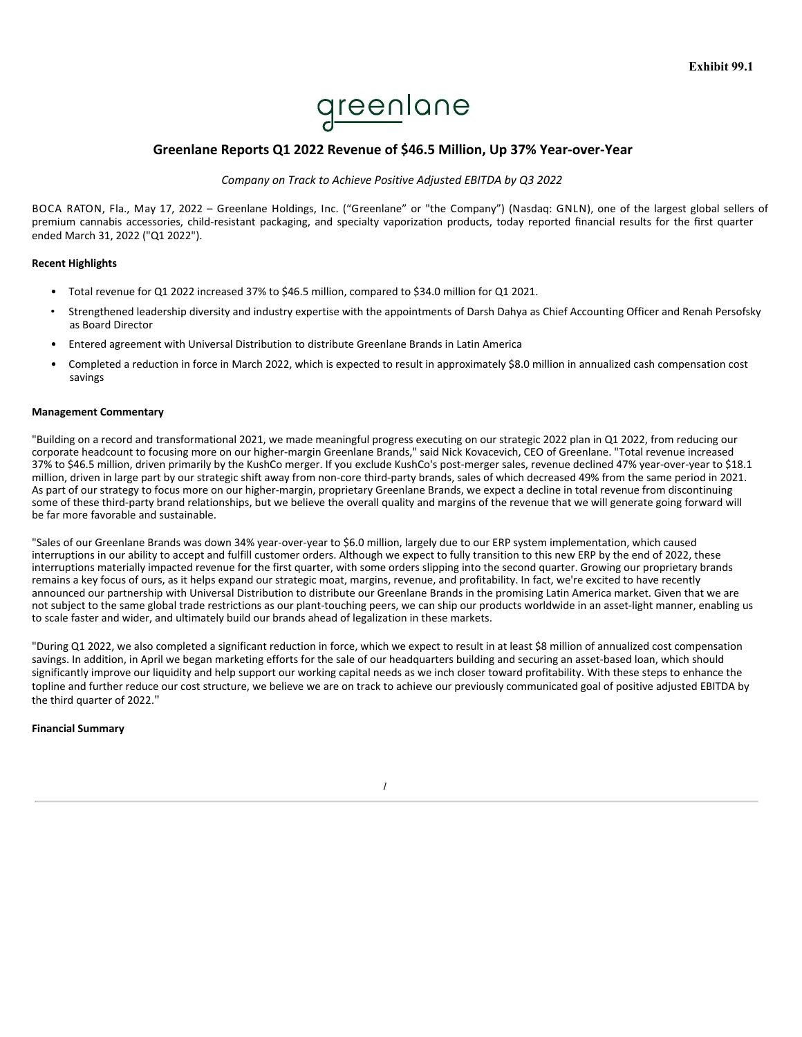Exhibit 99.1

greenlane

## Greenlane Reports Q1 2022 Revenue of $46.5 Million, Up 37% Year-over-Year

*Company on Track to Achieve Positive Adjusted EBITDA by Q3 2022*

BOCA RATON, Fla., May 17, 2022 – Greenlane Holdings, Inc. ("Greenlane" or "the Company") (Nasdaq: GNLN), one of the largest global sellers of premium cannabis accessories, child-resistant packaging, and specialty vaporization products, today reported financial results for the first quarter ended March 31, 2022 ("Q1 2022").

**Recent Highlights**

- Total revenue for Q1 2022 increased 37% to $46.5 million, compared to $34.0 million for Q1 2021.
- Strengthened leadership diversity and industry expertise with the appointments of Darsh Dahya as Chief Accounting Officer and Renah Persofsky as Board Director
- Entered agreement with Universal Distribution to distribute Greenlane Brands in Latin America
- Completed a reduction in force in March 2022, which is expected to result in approximately $8.0 million in annualized cash compensation cost savings

**Management Commentary**

"Building on a record and transformational 2021, we made meaningful progress executing on our strategic 2022 plan in Q1 2022, from reducing our corporate headcount to focusing more on our higher-margin Greenlane Brands," said Nick Kovacevich, CEO of Greenlane. "Total revenue increased 37% to $46.5 million, driven primarily by the KushCo merger. If you exclude KushCo's post-merger sales, revenue declined 47% year-over-year to $18.1 million, driven in large part by our strategic shift away from non-core third-party brands, sales of which decreased 49% from the same period in 2021. As part of our strategy to focus more on our higher-margin, proprietary Greenlane Brands, we expect a decline in total revenue from discontinuing some of these third-party brand relationships, but we believe the overall quality and margins of the revenue that we will generate going forward will be far more favorable and sustainable.

"Sales of our Greenlane Brands was down 34% year-over-year to $6.0 million, largely due to our ERP system implementation, which caused interruptions in our ability to accept and fulfill customer orders. Although we expect to fully transition to this new ERP by the end of 2022, these interruptions materially impacted revenue for the first quarter, with some orders slipping into the second quarter. Growing our proprietary brands remains a key focus of ours, as it helps expand our strategic moat, margins, revenue, and profitability. In fact, we're excited to have recently announced our partnership with Universal Distribution to distribute our Greenlane Brands in the promising Latin America market. Given that we are not subject to the same global trade restrictions as our plant-touching peers, we can ship our products worldwide in an asset-light manner, enabling us to scale faster and wider, and ultimately build our brands ahead of legalization in these markets.

"During Q1 2022, we also completed a significant reduction in force, which we expect to result in at least $8 million of annualized cost compensation savings. In addition, in April we began marketing efforts for the sale of our headquarters building and securing an asset-based loan, which should significantly improve our liquidity and help support our working capital needs as we inch closer toward profitability. With these steps to enhance the topline and further reduce our cost structure, we believe we are on track to achieve our previously communicated goal of positive adjusted EBITDA by the third quarter of 2022."

**Financial Summary**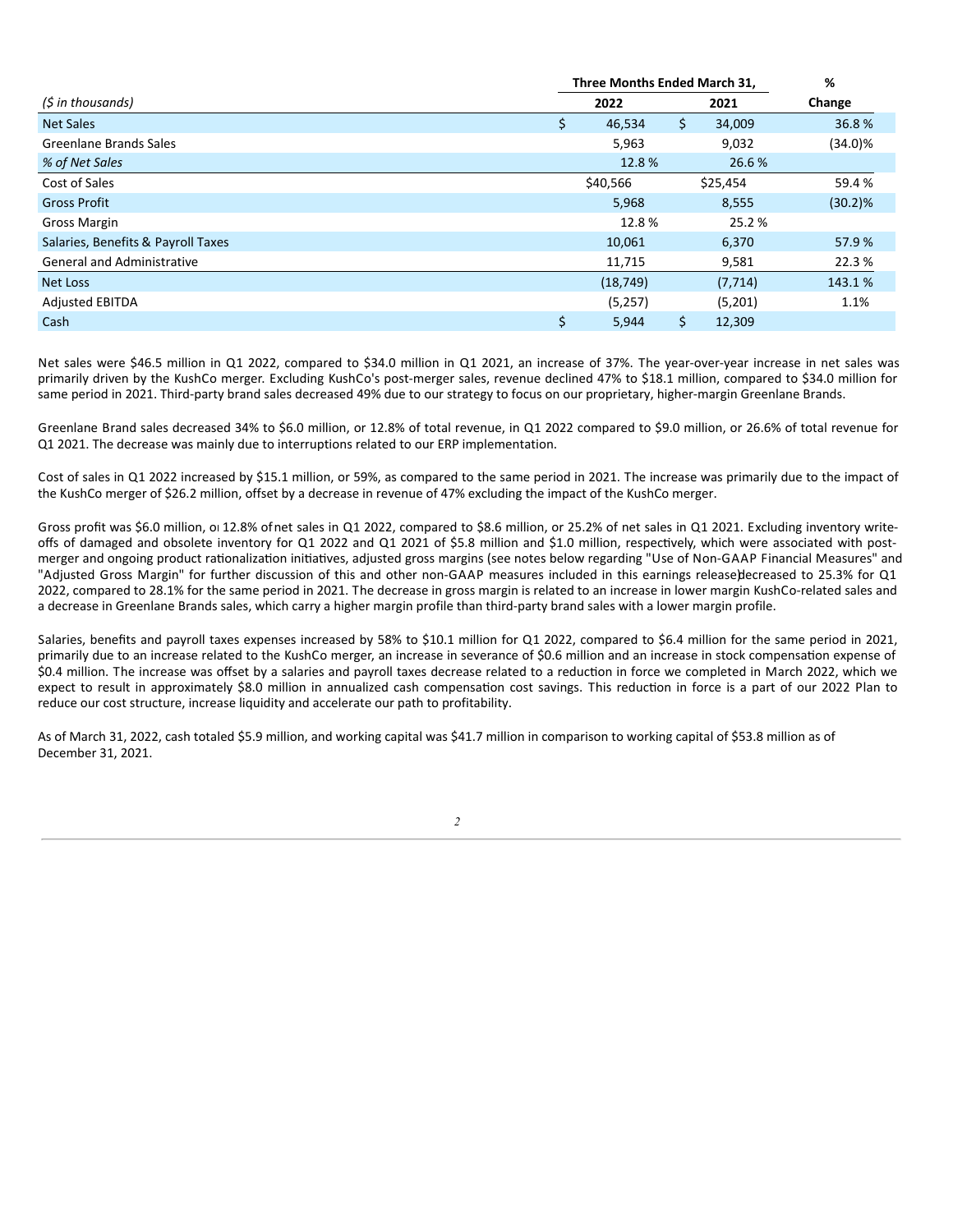| ($ in thousands) | Three Months Ended March 31, 2022 | 2021 | % Change |
|---|---|---|---|
| Net Sales | $ 46,534 | $ 34,009 | 36.8 % |
| Greenlane Brands Sales | 5,963 | 9,032 | (34.0)% |
| *% of Net Sales* | 12.8 % | 26.6 % | |
| Cost of Sales | $40,566 | $25,454 | 59.4 % |
| Gross Profit | 5,968 | 8,555 | (30.2)% |
| Gross Margin | 12.8 % | 25.2 % | |
| Salaries, Benefits & Payroll Taxes | 10,061 | 6,370 | 57.9 % |
| General and Administrative | 11,715 | 9,581 | 22.3 % |
| Net Loss | (18,749) | (7,714) | 143.1 % |
| Adjusted EBITDA | (5,257) | (5,201) | 1.1% |
| Cash | $ 5,944 | $ 12,309 | |

Net sales were $46.5 million in Q1 2022, compared to $34.0 million in Q1 2021, an increase of 37%. The year-over-year increase in net sales was primarily driven by the KushCo merger. Excluding KushCo's post-merger sales, revenue declined 47% to $18.1 million, compared to $34.0 million for same period in 2021. Third-party brand sales decreased 49% due to our strategy to focus on our proprietary, higher-margin Greenlane Brands.

Greenlane Brand sales decreased 34% to $6.0 million, or 12.8% of total revenue, in Q1 2022 compared to $9.0 million, or 26.6% of total revenue for Q1 2021. The decrease was mainly due to interruptions related to our ERP implementation.

Cost of sales in Q1 2022 increased by $15.1 million, or 59%, as compared to the same period in 2021. The increase was primarily due to the impact of the KushCo merger of $26.2 million, offset by a decrease in revenue of 47% excluding the impact of the KushCo merger.

Gross profit was $6.0 million, or 12.8% of net sales in Q1 2022, compared to $8.6 million, or 25.2% of net sales in Q1 2021. Excluding inventory write-offs of damaged and obsolete inventory for Q1 2022 and Q1 2021 of $5.8 million and $1.0 million, respectively, which were associated with post-merger and ongoing product rationalization initiatives, adjusted gross margins (see notes below regarding "Use of Non-GAAP Financial Measures" and "Adjusted Gross Margin" for further discussion of this and other non-GAAP measures included in this earnings release) decreased to 25.3% for Q1 2022, compared to 28.1% for the same period in 2021. The decrease in gross margin is related to an increase in lower margin KushCo-related sales and a decrease in Greenlane Brands sales, which carry a higher margin profile than third-party brand sales with a lower margin profile.

Salaries, benefits and payroll taxes expenses increased by 58% to $10.1 million for Q1 2022, compared to $6.4 million for the same period in 2021, primarily due to an increase related to the KushCo merger, an increase in severance of $0.6 million and an increase in stock compensation expense of $0.4 million. The increase was offset by a salaries and payroll taxes decrease related to a reduction in force we completed in March 2022, which we expect to result in approximately $8.0 million in annualized cash compensation cost savings. This reduction in force is a part of our 2022 Plan to reduce our cost structure, increase liquidity and accelerate our path to profitability.

As of March 31, 2022, cash totaled $5.9 million, and working capital was $41.7 million in comparison to working capital of $53.8 million as of December 31, 2021.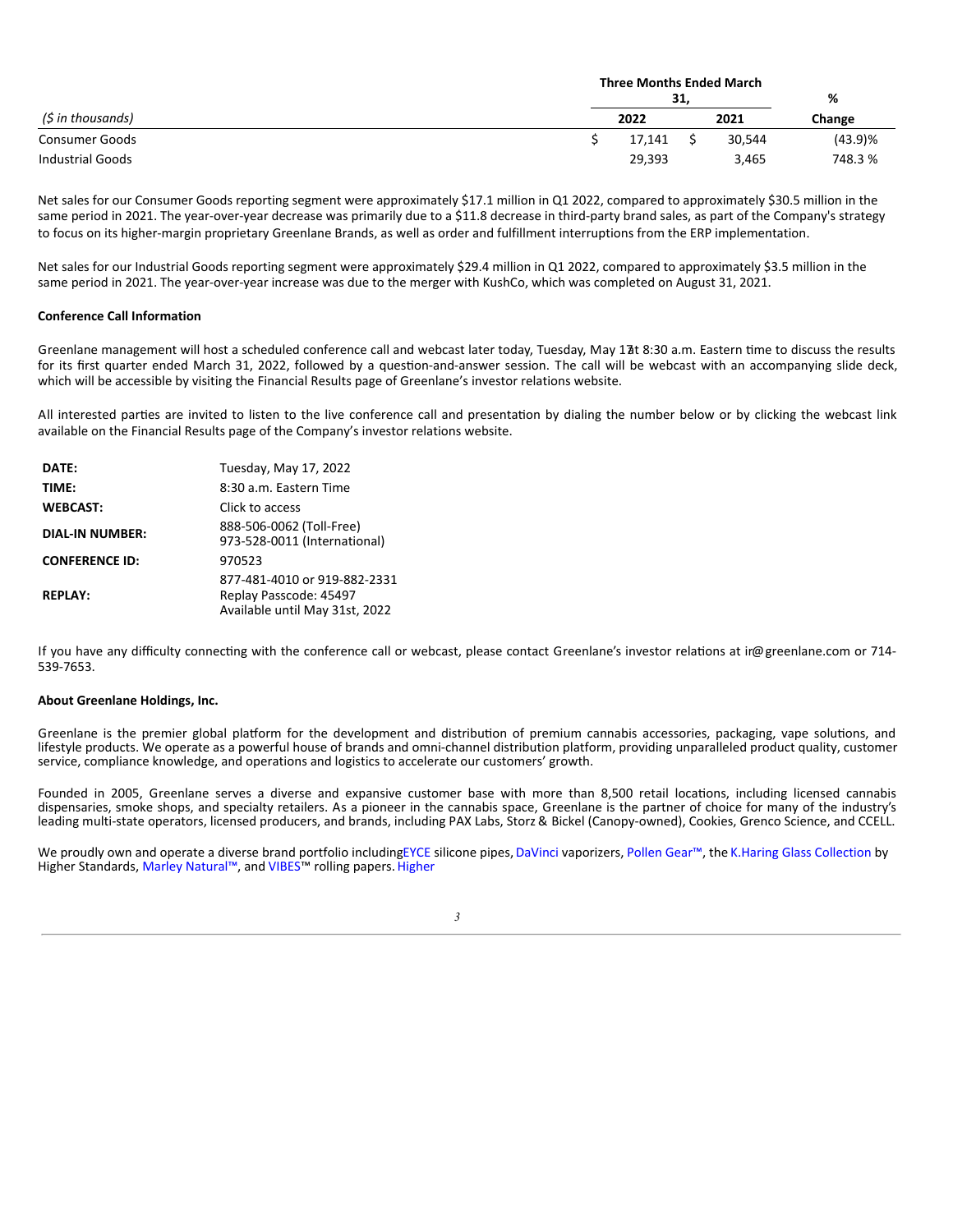| ($ in thousands) | Three Months Ended March 31, 2022 | | Three Months Ended March 31, 2021 | % Change |
| --- | --- | --- | --- | --- |
| Consumer Goods | $ | 17,141 | $ 30,544 | (43.9)% |
| Industrial Goods | | 29,393 | 3,465 | 748.3 % |

Net sales for our Consumer Goods reporting segment were approximately $17.1 million in Q1 2022, compared to approximately $30.5 million in the same period in 2021. The year-over-year decrease was primarily due to a $11.8 decrease in third-party brand sales, as part of the Company's strategy to focus on its higher-margin proprietary Greenlane Brands, as well as order and fulfillment interruptions from the ERP implementation.

Net sales for our Industrial Goods reporting segment were approximately $29.4 million in Q1 2022, compared to approximately $3.5 million in the same period in 2021. The year-over-year increase was due to the merger with KushCo, which was completed on August 31, 2021.

**Conference Call Information**

Greenlane management will host a scheduled conference call and webcast later today, Tuesday, May 17 at 8:30 a.m. Eastern time to discuss the results for its first quarter ended March 31, 2022, followed by a question-and-answer session. The call will be webcast with an accompanying slide deck, which will be accessible by visiting the Financial Results page of Greenlane's investor relations website.

All interested parties are invited to listen to the live conference call and presentation by dialing the number below or by clicking the webcast link available on the Financial Results page of the Company's investor relations website.

| | |
| --- | --- |
| **DATE:** | Tuesday, May 17, 2022 |
| **TIME:** | 8:30 a.m. Eastern Time |
| **WEBCAST:** | Click to access |
| **DIAL-IN NUMBER:** | 888-506-0062 (Toll-Free)<br>973-528-0011 (International) |
| **CONFERENCE ID:** | 970523 |
| **REPLAY:** | 877-481-4010 or 919-882-2331<br>Replay Passcode: 45497<br>Available until May 31st, 2022 |

If you have any difficulty connecting with the conference call or webcast, please contact Greenlane's investor relations at ir@greenlane.com or 714-539-7653.

**About Greenlane Holdings, Inc.**

Greenlane is the premier global platform for the development and distribution of premium cannabis accessories, packaging, vape solutions, and lifestyle products. We operate as a powerful house of brands and omni-channel distribution platform, providing unparalleled product quality, customer service, compliance knowledge, and operations and logistics to accelerate our customers' growth.

Founded in 2005, Greenlane serves a diverse and expansive customer base with more than 8,500 retail locations, including licensed cannabis dispensaries, smoke shops, and specialty retailers. As a pioneer in the cannabis space, Greenlane is the partner of choice for many of the industry's leading multi-state operators, licensed producers, and brands, including PAX Labs, Storz & Bickel (Canopy-owned), Cookies, Grenco Science, and CCELL.

We proudly own and operate a diverse brand portfolio includingEYCE silicone pipes, DaVinci vaporizers, Pollen Gear™, the K.Haring Glass Collection by Higher Standards, Marley Natural™, and VIBES™ rolling papers. Higher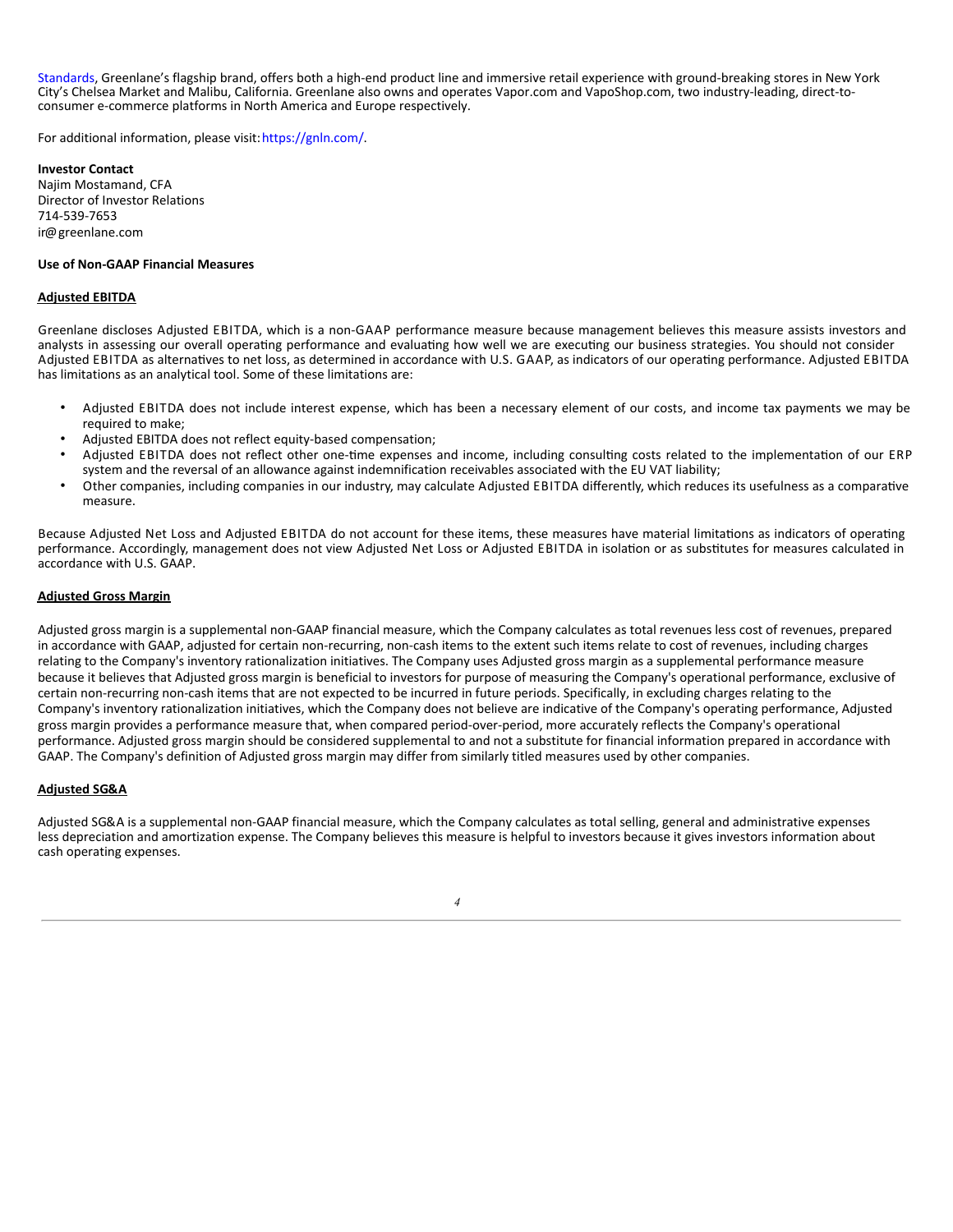Standards, Greenlane's flagship brand, offers both a high-end product line and immersive retail experience with ground-breaking stores in New York City's Chelsea Market and Malibu, California. Greenlane also owns and operates Vapor.com and VapoShop.com, two industry-leading, direct-to-consumer e-commerce platforms in North America and Europe respectively.

For additional information, please visit: https://gnln.com/.

**Investor Contact**
Najim Mostamand, CFA
Director of Investor Relations
714-539-7653
ir@greenlane.com

**Use of Non-GAAP Financial Measures**

**Adjusted EBITDA**

Greenlane discloses Adjusted EBITDA, which is a non-GAAP performance measure because management believes this measure assists investors and analysts in assessing our overall operating performance and evaluating how well we are executing our business strategies. You should not consider Adjusted EBITDA as alternatives to net loss, as determined in accordance with U.S. GAAP, as indicators of our operating performance. Adjusted EBITDA has limitations as an analytical tool. Some of these limitations are:

- Adjusted EBITDA does not include interest expense, which has been a necessary element of our costs, and income tax payments we may be required to make;
- Adjusted EBITDA does not reflect equity-based compensation;
- Adjusted EBITDA does not reflect other one-time expenses and income, including consulting costs related to the implementation of our ERP system and the reversal of an allowance against indemnification receivables associated with the EU VAT liability;
- Other companies, including companies in our industry, may calculate Adjusted EBITDA differently, which reduces its usefulness as a comparative measure.

Because Adjusted Net Loss and Adjusted EBITDA do not account for these items, these measures have material limitations as indicators of operating performance. Accordingly, management does not view Adjusted Net Loss or Adjusted EBITDA in isolation or as substitutes for measures calculated in accordance with U.S. GAAP.

**Adjusted Gross Margin**

Adjusted gross margin is a supplemental non-GAAP financial measure, which the Company calculates as total revenues less cost of revenues, prepared in accordance with GAAP, adjusted for certain non-recurring, non-cash items to the extent such items relate to cost of revenues, including charges relating to the Company's inventory rationalization initiatives. The Company uses Adjusted gross margin as a supplemental performance measure because it believes that Adjusted gross margin is beneficial to investors for purpose of measuring the Company's operational performance, exclusive of certain non-recurring non-cash items that are not expected to be incurred in future periods. Specifically, in excluding charges relating to the Company's inventory rationalization initiatives, which the Company does not believe are indicative of the Company's operating performance, Adjusted gross margin provides a performance measure that, when compared period-over-period, more accurately reflects the Company's operational performance. Adjusted gross margin should be considered supplemental to and not a substitute for financial information prepared in accordance with GAAP. The Company's definition of Adjusted gross margin may differ from similarly titled measures used by other companies.

**Adjusted SG&A**

Adjusted SG&A is a supplemental non-GAAP financial measure, which the Company calculates as total selling, general and administrative expenses less depreciation and amortization expense. The Company believes this measure is helpful to investors because it gives investors information about cash operating expenses.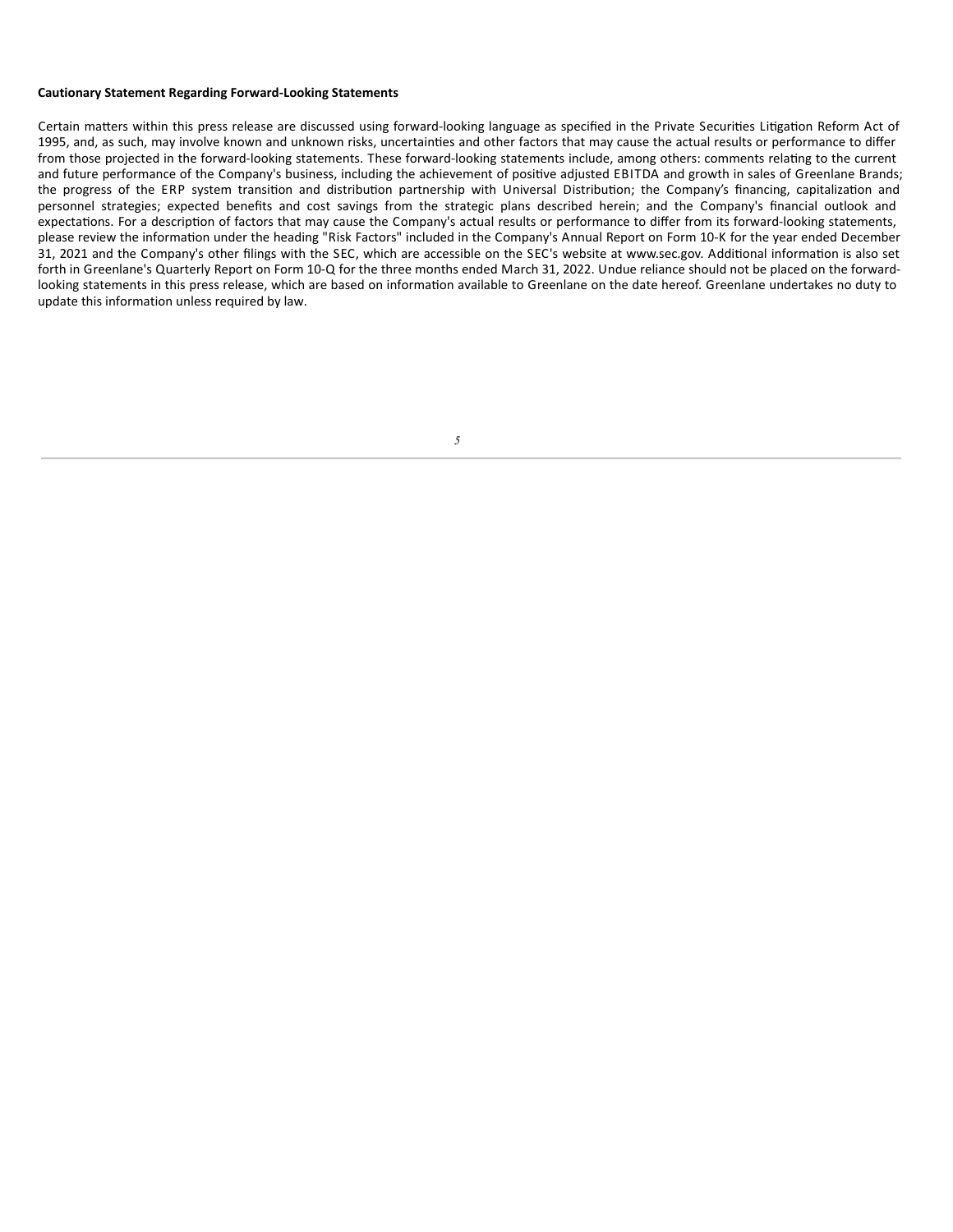**Cautionary Statement Regarding Forward-Looking Statements**

Certain matters within this press release are discussed using forward-looking language as specified in the Private Securities Litigation Reform Act of 1995, and, as such, may involve known and unknown risks, uncertainties and other factors that may cause the actual results or performance to differ from those projected in the forward-looking statements. These forward-looking statements include, among others: comments relating to the current and future performance of the Company's business, including the achievement of positive adjusted EBITDA and growth in sales of Greenlane Brands; the progress of the ERP system transition and distribution partnership with Universal Distribution; the Company's financing, capitalization and personnel strategies; expected benefits and cost savings from the strategic plans described herein; and the Company's financial outlook and expectations. For a description of factors that may cause the Company's actual results or performance to differ from its forward-looking statements, please review the information under the heading "Risk Factors" included in the Company's Annual Report on Form 10-K for the year ended December 31, 2021 and the Company's other filings with the SEC, which are accessible on the SEC's website at www.sec.gov. Additional information is also set forth in Greenlane's Quarterly Report on Form 10-Q for the three months ended March 31, 2022. Undue reliance should not be placed on the forward-looking statements in this press release, which are based on information available to Greenlane on the date hereof. Greenlane undertakes no duty to update this information unless required by law.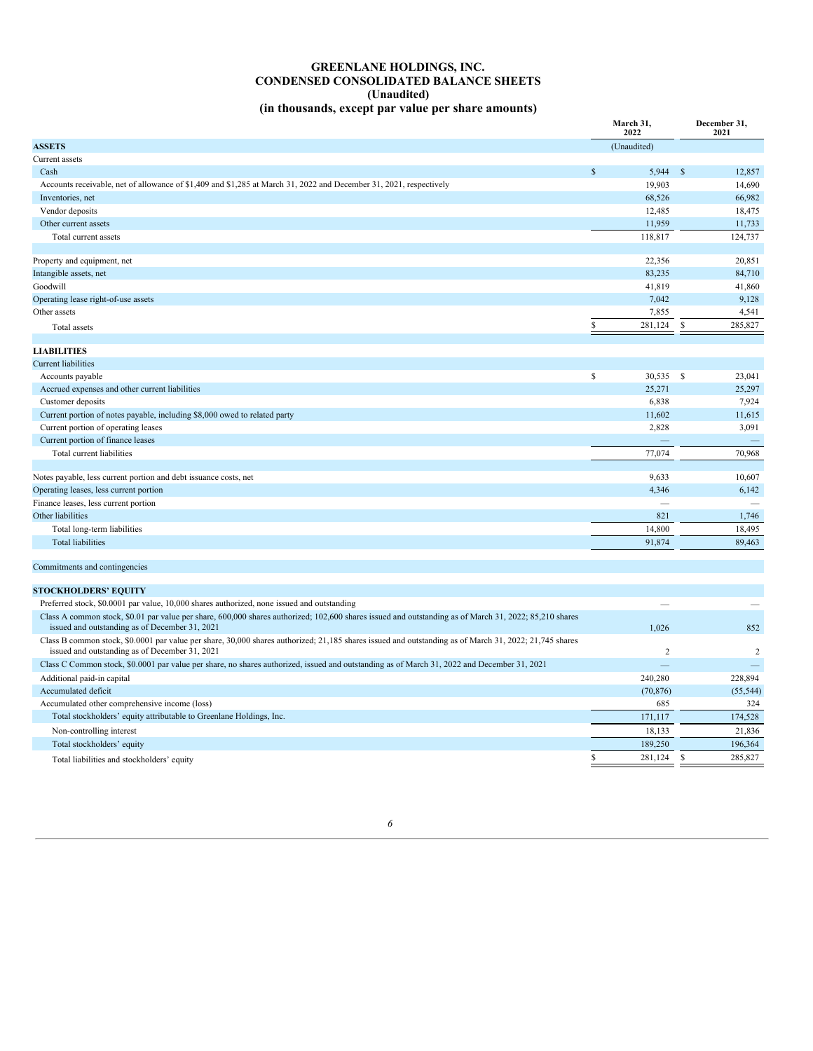# GREENLANE HOLDINGS, INC.
## CONDENSED CONSOLIDATED BALANCE SHEETS
### (Unaudited)
### (in thousands, except par value per share amounts)

| | March 31, 2022 | December 31, 2021 |
|---|---|---|
| **ASSETS** | (Unaudited) | |
| Current assets | | |
| Cash | $ 5,944 | $ 12,857 |
| Accounts receivable, net of allowance of $1,409 and $1,285 at March 31, 2022 and December 31, 2021, respectively | 19,903 | 14,690 |
| Inventories, net | 68,526 | 66,982 |
| Vendor deposits | 12,485 | 18,475 |
| Other current assets | 11,959 | 11,733 |
| Total current assets | 118,817 | 124,737 |
| | | |
| Property and equipment, net | 22,356 | 20,851 |
| Intangible assets, net | 83,235 | 84,710 |
| Goodwill | 41,819 | 41,860 |
| Operating lease right-of-use assets | 7,042 | 9,128 |
| Other assets | 7,855 | 4,541 |
| Total assets | $ 281,124 | $ 285,827 |
| | | |
| **LIABILITIES** | | |
| Current liabilities | | |
| Accounts payable | $ 30,535 | $ 23,041 |
| Accrued expenses and other current liabilities | 25,271 | 25,297 |
| Customer deposits | 6,838 | 7,924 |
| Current portion of notes payable, including $8,000 owed to related party | 11,602 | 11,615 |
| Current portion of operating leases | 2,828 | 3,091 |
| Current portion of finance leases | — | — |
| Total current liabilities | 77,074 | 70,968 |
| | | |
| Notes payable, less current portion and debt issuance costs, net | 9,633 | 10,607 |
| Operating leases, less current portion | 4,346 | 6,142 |
| Finance leases, less current portion | — | — |
| Other liabilities | 821 | 1,746 |
| Total long-term liabilities | 14,800 | 18,495 |
| Total liabilities | 91,874 | 89,463 |
| | | |
| Commitments and contingencies | | |
| | | |
| **STOCKHOLDERS' EQUITY** | | |
| Preferred stock, $0.0001 par value, 10,000 shares authorized, none issued and outstanding | — | — |
| Class A common stock, $0.01 par value per share, 600,000 shares authorized; 102,600 shares issued and outstanding as of March 31, 2022; 85,210 shares issued and outstanding as of December 31, 2021 | 1,026 | 852 |
| Class B common stock, $0.0001 par value per share, 30,000 shares authorized; 21,185 shares issued and outstanding as of March 31, 2022; 21,745 shares issued and outstanding as of December 31, 2021 | 2 | 2 |
| Class C Common stock, $0.0001 par value per share, no shares authorized, issued and outstanding as of March 31, 2022 and December 31, 2021 | — | — |
| Additional paid-in capital | 240,280 | 228,894 |
| Accumulated deficit | (70,876) | (55,544) |
| Accumulated other comprehensive income (loss) | 685 | 324 |
| Total stockholders' equity attributable to Greenlane Holdings, Inc. | 171,117 | 174,528 |
| Non-controlling interest | 18,133 | 21,836 |
| Total stockholders' equity | 189,250 | 196,364 |
| Total liabilities and stockholders' equity | $ 281,124 | $ 285,827 |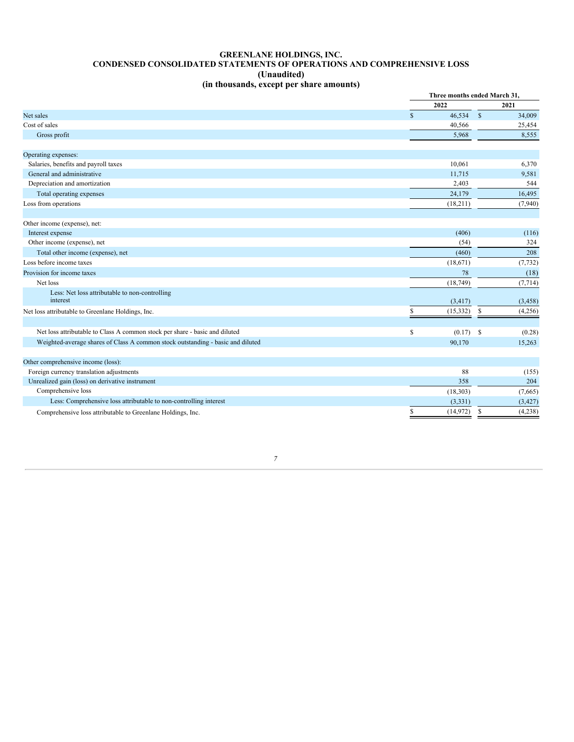# GREENLANE HOLDINGS, INC.
## CONDENSED CONSOLIDATED STATEMENTS OF OPERATIONS AND COMPREHENSIVE LOSS
### (Unaudited)
### (in thousands, except per share amounts)

| | Three months ended March 31, | |
|---|---|---|
| | 2022 | 2021 |
| Net sales | $ 46,534 | $ 34,009 |
| Cost of sales | 40,566 | 25,454 |
| Gross profit | 5,968 | 8,555 |
| | | |
| Operating expenses: | | |
| Salaries, benefits and payroll taxes | 10,061 | 6,370 |
| General and administrative | 11,715 | 9,581 |
| Depreciation and amortization | 2,403 | 544 |
| Total operating expenses | 24,179 | 16,495 |
| Loss from operations | (18,211) | (7,940) |
| | | |
| Other income (expense), net: | | |
| Interest expense | (406) | (116) |
| Other income (expense), net | (54) | 324 |
| Total other income (expense), net | (460) | 208 |
| Loss before income taxes | (18,671) | (7,732) |
| Provision for income taxes | 78 | (18) |
| Net loss | (18,749) | (7,714) |
| Less: Net loss attributable to non-controlling interest | (3,417) | (3,458) |
| Net loss attributable to Greenlane Holdings, Inc. | $ (15,332) | $ (4,256) |
| | | |
| Net loss attributable to Class A common stock per share - basic and diluted | $ (0.17) | $ (0.28) |
| Weighted-average shares of Class A common stock outstanding - basic and diluted | 90,170 | 15,263 |
| | | |
| Other comprehensive income (loss): | | |
| Foreign currency translation adjustments | 88 | (155) |
| Unrealized gain (loss) on derivative instrument | 358 | 204 |
| Comprehensive loss | (18,303) | (7,665) |
| Less: Comprehensive loss attributable to non-controlling interest | (3,331) | (3,427) |
| Comprehensive loss attributable to Greenlane Holdings, Inc. | $ (14,972) | $ (4,238) |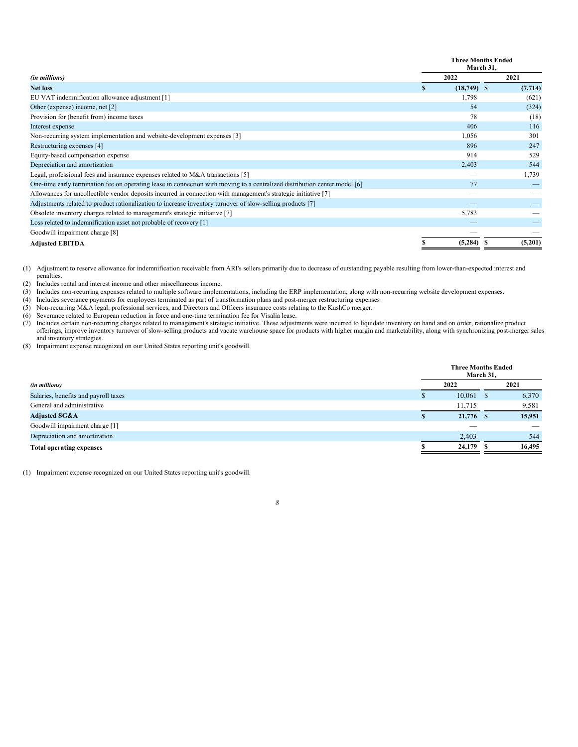| | Three Months Ended March 31, | |
|---|---|---|
| *(in millions)* | 2022 | 2021 |
| **Net loss** | **$ (18,749)** | **$ (7,714)** |
| EU VAT indemnification allowance adjustment [1] | 1,798 | (621) |
| Other (expense) income, net [2] | 54 | (324) |
| Provision for (benefit from) income taxes | 78 | (18) |
| Interest expense | 406 | 116 |
| Non-recurring system implementation and website-development expenses [3] | 1,056 | 301 |
| Restructuring expenses [4] | 896 | 247 |
| Equity-based compensation expense | 914 | 529 |
| Depreciation and amortization | 2,403 | 544 |
| Legal, professional fees and insurance expenses related to M&A transactions [5] | — | 1,739 |
| One-time early termination fee on operating lease in connection with moving to a centralized distribution center model [6] | 77 | — |
| Allowances for uncollectible vendor deposits incurred in connection with management's strategic initiative [7] | — | — |
| Adjustments related to product rationalization to increase inventory turnover of slow-selling products [7] | — | — |
| Obsolete inventory charges related to management's strategic initiative [7] | 5,783 | — |
| Loss related to indemnification asset not probable of recovery [1] | — | — |
| Goodwill impairment charge [8] | — | — |
| **Adjusted EBITDA** | **$ (5,284)** | **$ (5,201)** |

(1) Adjustment to reserve allowance for indemnification receivable from ARI's sellers primarily due to decrease of outstanding payable resulting from lower-than-expected interest and penalties.
(2) Includes rental and interest income and other miscellaneous income.
(3) Includes non-recurring expenses related to multiple software implementations, including the ERP implementation; along with non-recurring website development expenses.
(4) Includes severance payments for employees terminated as part of transformation plans and post-merger restructuring expenses
(5) Non-recurring M&A legal, professional services, and Directors and Officers insurance costs relating to the KushCo merger.
(6) Severance related to European reduction in force and one-time termination fee for Visalia lease.
(7) Includes certain non-recurring charges related to management's strategic initiative. These adjustments were incurred to liquidate inventory on hand and on order, rationalize product offerings, improve inventory turnover of slow-selling products and vacate warehouse space for products with higher margin and marketability, along with synchronizing post-merger sales and inventory strategies.
(8) Impairment expense recognized on our United States reporting unit's goodwill.

| | Three Months Ended March 31, | |
|---|---|---|
| *(in millions)* | 2022 | 2021 |
| Salaries, benefits and payroll taxes | $ 10,061 | $ 6,370 |
| General and administrative | 11,715 | 9,581 |
| **Adjusted SG&A** | **$ 21,776** | **$ 15,951** |
| Goodwill impairment charge [1] | — | — |
| Depreciation and amortization | 2,403 | 544 |
| **Total operating expenses** | **$ 24,179** | **$ 16,495** |

(1) Impairment expense recognized on our United States reporting unit's goodwill.